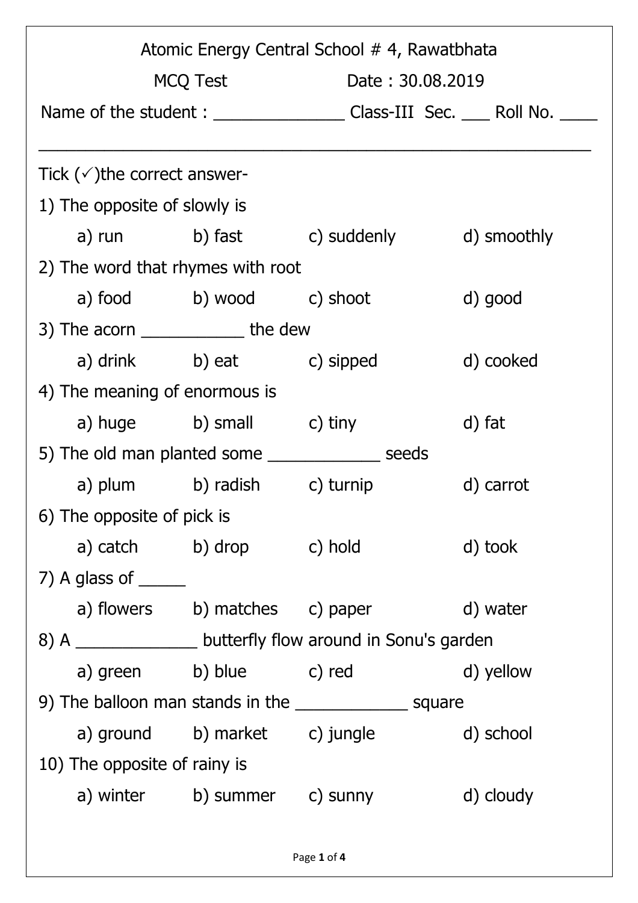Atomic Energy Central School # 4, Rawatbhata

MCQ Test                                        Date : 30.08.2019

Name of the student : _______________ Class-III  Sec. ___ Roll No. ____

---

Tick (✓)the correct answer-

1) The opposite of slowly is

   a) run    b) fast    c) suddenly    d) smoothly

2) The word that rhymes with root

   a) food    b) wood    c) shoot    d) good

3) The acorn ___________ the dew

   a) drink    b) eat    c) sipped    d) cooked

4) The meaning of enormous is

   a) huge    b) small    c) tiny    d) fat

5) The old man planted some ____________ seeds

   a) plum    b) radish    c) turnip    d) carrot

6) The opposite of pick is

   a) catch    b) drop    c) hold    d) took

7) A glass of _____

   a) flowers    b) matches    c) paper    d) water

8) A _____________ butterfly flow around in Sonu's garden

   a) green    b) blue    c) red    d) yellow

9) The balloon man stands in the ____________ square

   a) ground    b) market    c) jungle    d) school

10) The opposite of rainy is

   a) winter    b) summer    c) sunny    d) cloudy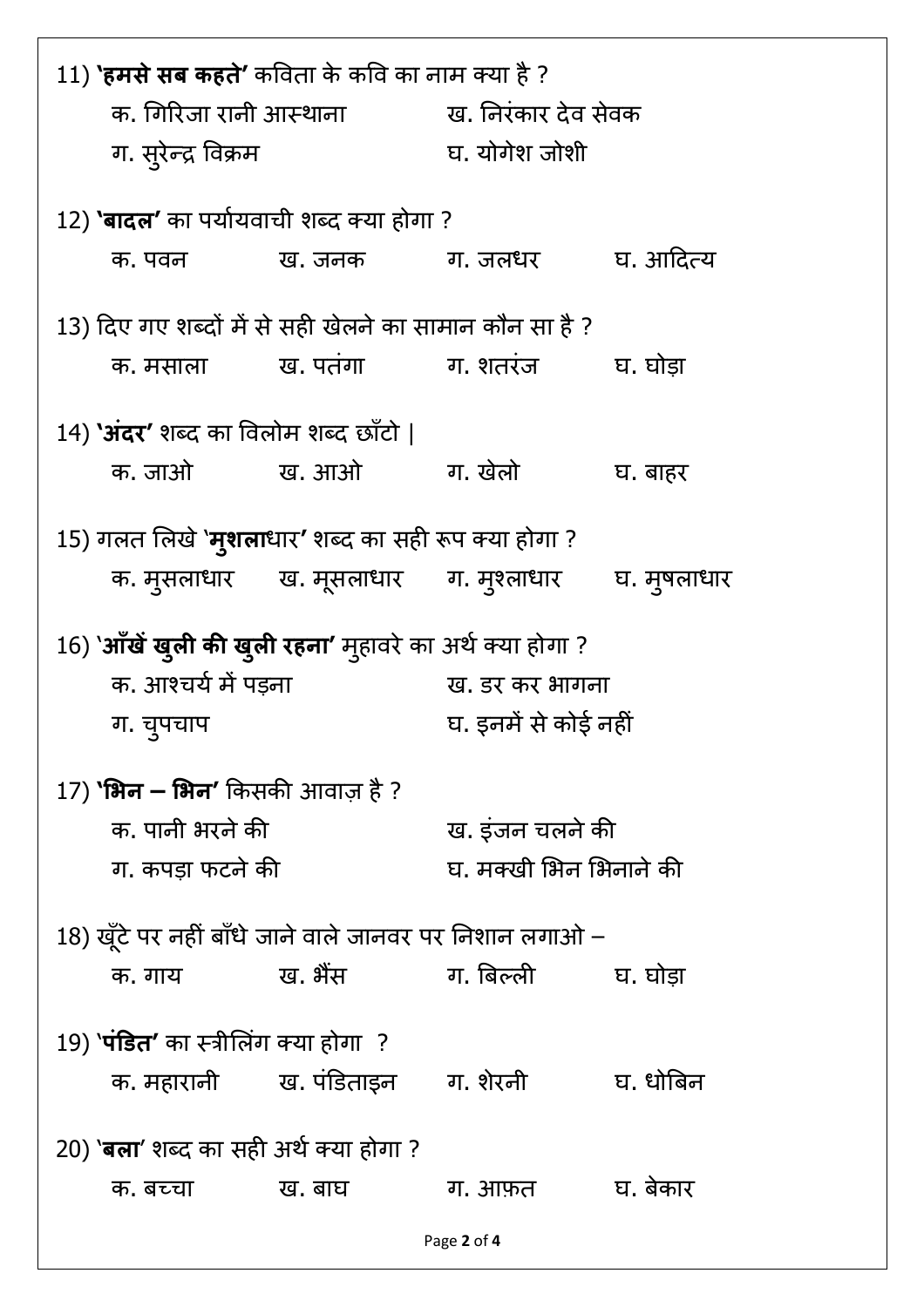11) **'हमसे सब कहते'** कविता के कवि का नाम क्या है ?

क. गिरिजा रानी आस्थाना  ख. निरंकार देव सेवक

ग. सुरेन्द्र विक्रम  घ. योगेश जोशी

12) **'बादल'** का पर्यायवाची शब्द क्या होगा ?

क. पवन  ख. जनक  ग. जलधर  घ. आदित्य

13) दिए गए शब्दों में से सही खेलने का सामान कौन सा है ?

क. मसाला  ख. पतंगा  ग. शतरंज  घ. घोड़ा

14) **'अंदर'** शब्द का विलोम शब्द छाँटो |

क. जाओ  ख. आओ  ग. खेलो  घ. बाहर

15) गलत लिखे '**मुशला**धार' शब्द का सही रूप क्या होगा ?

क. मुसलाधार  ख. मूसलाधार  ग. मुश्लाधार  घ. मुषलाधार

16) '**आँखें खुली की खुली रहना'** मुहावरे का अर्थ क्या होगा ?

क. आश्चर्य में पड़ना  ख. डर कर भागना

ग. चुपचाप  घ. इनमें से कोई नहीं

17) **'भिन – भिन'** किसकी आवाज़ है ?

क. पानी भरने की  ख. इंजन चलने की

ग. कपड़ा फटने की  घ. मक्खी भिन भिनाने की

18) खूँटे पर नहीं बाँधे जाने वाले जानवर पर निशान लगाओ –

क. गाय  ख. भैंस  ग. बिल्ली  घ. घोड़ा

19) '**पंडित'** का स्त्रीलिंग क्या होगा ?

क. महारानी  ख. पंडिताइन  ग. शेरनी  घ. धोबिन

20) '**बला**' शब्द का सही अर्थ क्या होगा ?

क. बच्चा  ख. बाघ  ग. आफ़त  घ. बेकार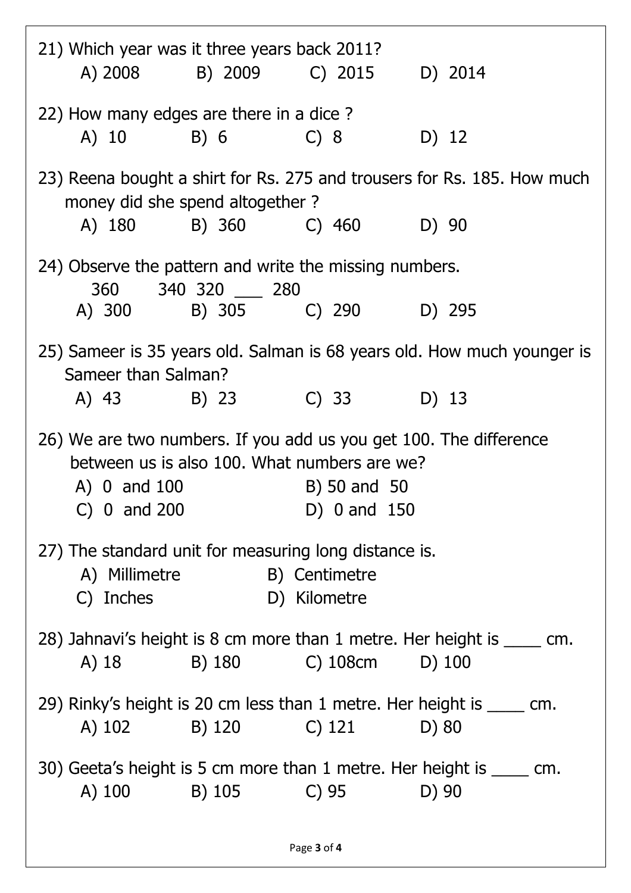21) Which year was it three years back 2011?

A) 2008 B) 2009 C) 2015 D) 2014

22) How many edges are there in a dice ?

A) 10 B) 6 C) 8 D) 12

23) Reena bought a shirt for Rs. 275 and trousers for Rs. 185. How much money did she spend altogether ?

A) 180 B) 360 C) 460 D) 90

24) Observe the pattern and write the missing numbers.

360 340 320 ___ 280

A) 300 B) 305 C) 290 D) 295

25) Sameer is 35 years old. Salman is 68 years old. How much younger is Sameer than Salman?

A) 43 B) 23 C) 33 D) 13

26) We are two numbers. If you add us you get 100. The difference between us is also 100. What numbers are we?

A) 0 and 100 B) 50 and 50

C) 0 and 200 D) 0 and 150

27) The standard unit for measuring long distance is.

A) Millimetre B) Centimetre

C) Inches D) Kilometre

28) Jahnavi's height is 8 cm more than 1 metre. Her height is ____ cm.

A) 18 B) 180 C) 108cm D) 100

29) Rinky's height is 20 cm less than 1 metre. Her height is ____ cm.

A) 102 B) 120 C) 121 D) 80

30) Geeta's height is 5 cm more than 1 metre. Her height is ____ cm.

A) 100 B) 105 C) 95 D) 90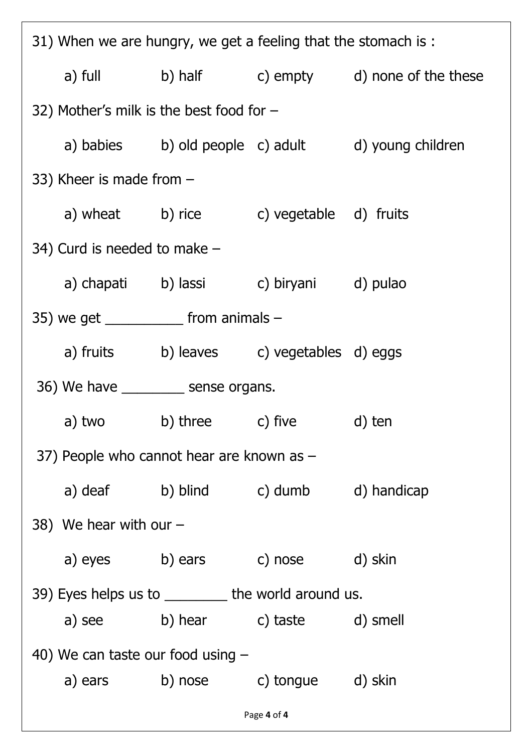31) When we are hungry, we get a feeling that the stomach is :

a) full b) half c) empty d) none of the these

32) Mother's milk is the best food for –

a) babies b) old people c) adult d) young children

33) Kheer is made from –

a) wheat b) rice c) vegetable d) fruits

34) Curd is needed to make –

a) chapati b) lassi c) biryani d) pulao

35) we get __________ from animals –

a) fruits b) leaves c) vegetables d) eggs

36) We have ________ sense organs.

a) two b) three c) five d) ten

37) People who cannot hear are known as –

a) deaf b) blind c) dumb d) handicap

38) We hear with our –

a) eyes b) ears c) nose d) skin

39) Eyes helps us to ________ the world around us.

a) see b) hear c) taste d) smell

40) We can taste our food using –

a) ears b) nose c) tongue d) skin